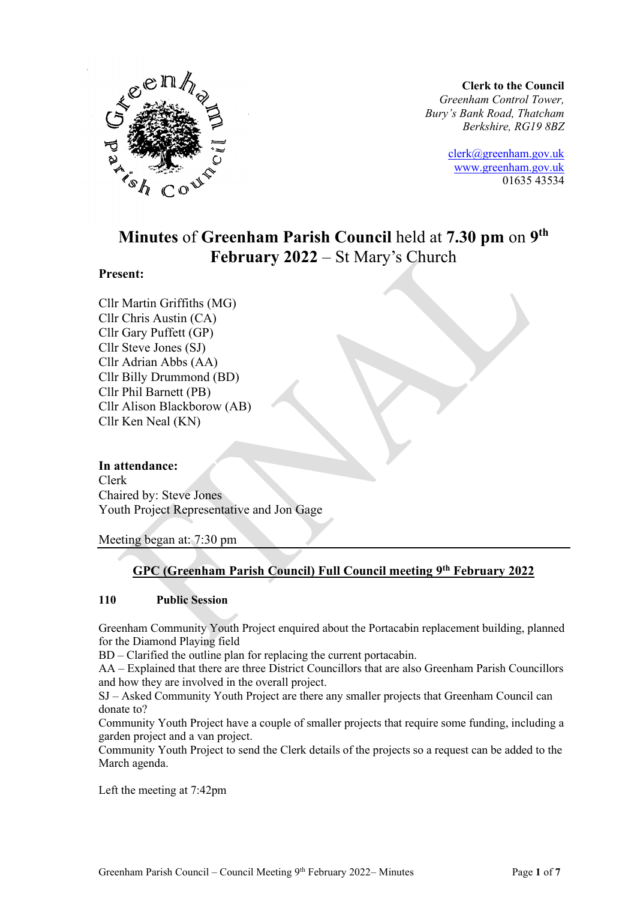**Clerk to the Council**
*Greenham Control Tower,*
*Bury's Bank Road, Thatcham*
*Berkshire, RG19 8BZ*

clerk@greenham.gov.uk
www.greenham.gov.uk
01635 43534

# **Minutes** of **Greenham Parish Council** held at **7.30 pm** on **9th February 2022** – St Mary's Church

**Present:**

Cllr Martin Griffiths (MG)
Cllr Chris Austin (CA)
Cllr Gary Puffett (GP)
Cllr Steve Jones (SJ)
Cllr Adrian Abbs (AA)
Cllr Billy Drummond (BD)
Cllr Phil Barnett (PB)
Cllr Alison Blackborow (AB)
Cllr Ken Neal (KN)

**In attendance:**
Clerk
Chaired by: Steve Jones
Youth Project Representative and Jon Gage

Meeting began at: 7:30 pm

## GPC (Greenham Parish Council) Full Council meeting 9th February 2022

**110 Public Session**

Greenham Community Youth Project enquired about the Portacabin replacement building, planned for the Diamond Playing field
BD – Clarified the outline plan for replacing the current portacabin.
AA – Explained that there are three District Councillors that are also Greenham Parish Councillors and how they are involved in the overall project.
SJ – Asked Community Youth Project are there any smaller projects that Greenham Council can donate to?
Community Youth Project have a couple of smaller projects that require some funding, including a garden project and a van project.
Community Youth Project to send the Clerk details of the projects so a request can be added to the March agenda.

Left the meeting at 7:42pm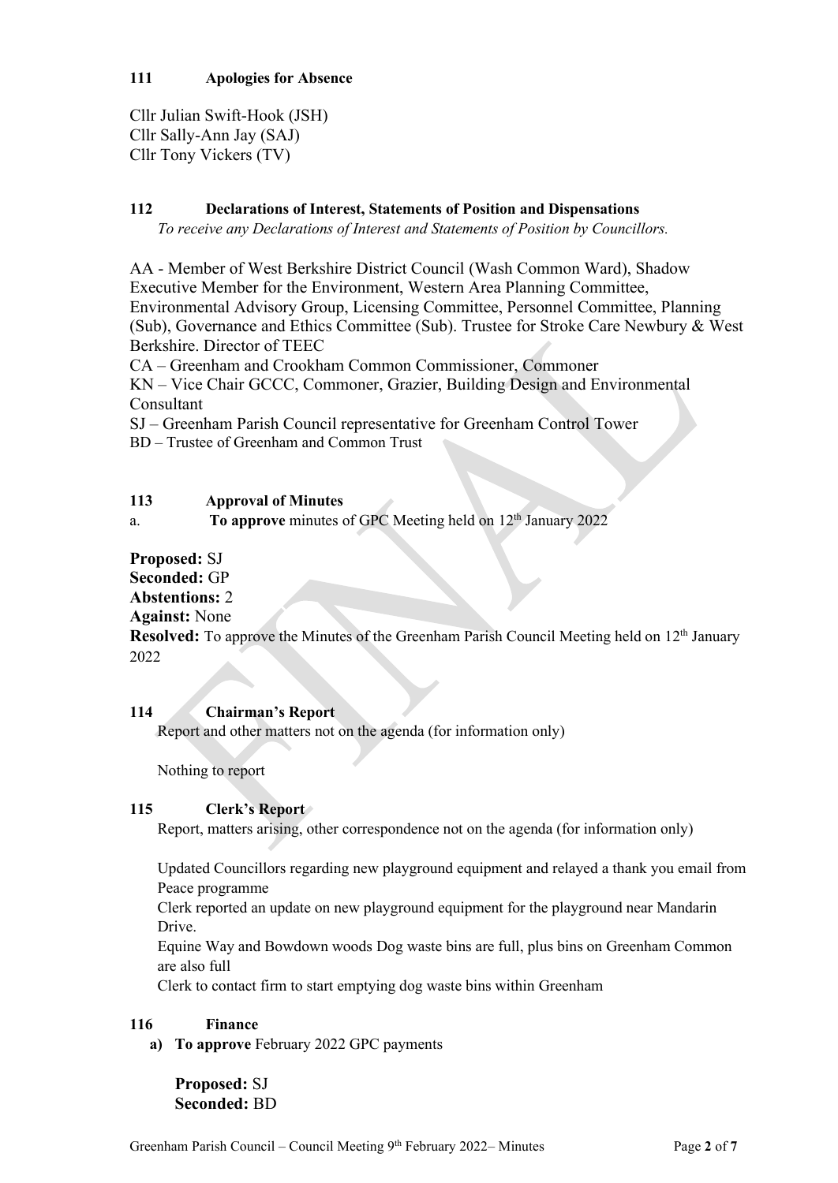## 111 Apologies for Absence

Cllr Julian Swift-Hook (JSH)
Cllr Sally-Ann Jay (SAJ)
Cllr Tony Vickers (TV)

## 112 Declarations of Interest, Statements of Position and Dispensations

*To receive any Declarations of Interest and Statements of Position by Councillors.*

AA - Member of West Berkshire District Council (Wash Common Ward), Shadow Executive Member for the Environment, Western Area Planning Committee, Environmental Advisory Group, Licensing Committee, Personnel Committee, Planning (Sub), Governance and Ethics Committee (Sub). Trustee for Stroke Care Newbury & West Berkshire. Director of TEEC
CA – Greenham and Crookham Common Commissioner, Commoner
KN – Vice Chair GCCC, Commoner, Grazier, Building Design and Environmental Consultant
SJ – Greenham Parish Council representative for Greenham Control Tower
BD – Trustee of Greenham and Common Trust

## 113 Approval of Minutes

a. **To approve** minutes of GPC Meeting held on 12th January 2022

**Proposed:** SJ
**Seconded:** GP
**Abstentions:** 2
**Against:** None
**Resolved:** To approve the Minutes of the Greenham Parish Council Meeting held on 12th January 2022

## 114 Chairman's Report

Report and other matters not on the agenda (for information only)

Nothing to report

## 115 Clerk's Report

Report, matters arising, other correspondence not on the agenda (for information only)

Updated Councillors regarding new playground equipment and relayed a thank you email from Peace programme
Clerk reported an update on new playground equipment for the playground near Mandarin Drive.
Equine Way and Bowdown woods Dog waste bins are full, plus bins on Greenham Common are also full
Clerk to contact firm to start emptying dog waste bins within Greenham

## 116 Finance

**a) To approve** February 2022 GPC payments

**Proposed:** SJ
**Seconded:** BD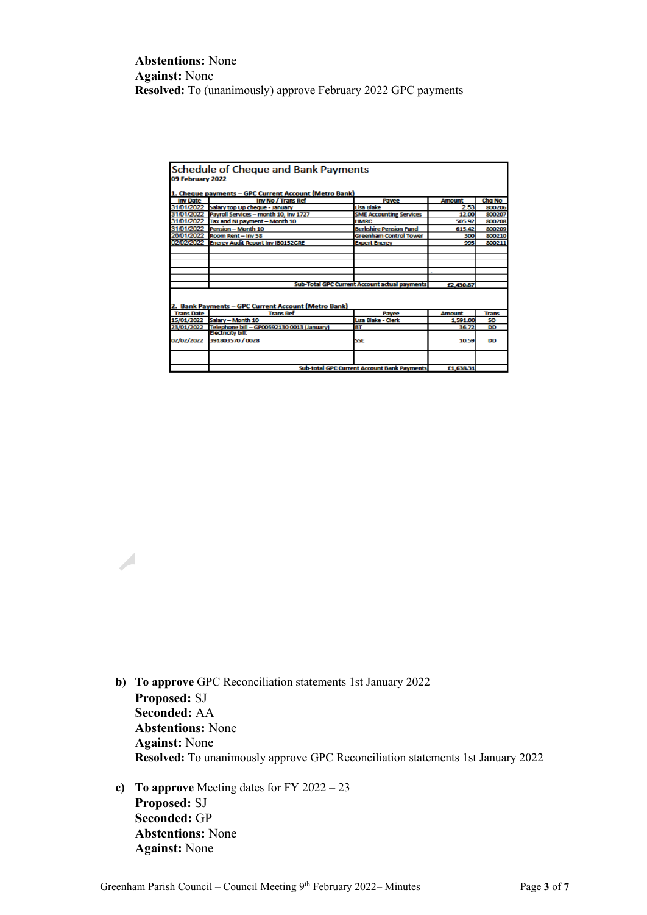**Abstentions:** None
**Against:** None
**Resolved:** To (unanimously) approve February 2022 GPC payments

**Schedule of Cheque and Bank Payments**
**09 February 2022**

**1. Cheque payments – GPC Current Account (Metro Bank)**

| Inv Date | Inv No / Trans Ref | Payee | Amount | Chq No |
|---|---|---|---|---|
| 31/01/2022 | Salary top Up cheque - January | Lisa Blake | 2.53 | 800206 |
| 31/01/2022 | Payroll Services – month 10, Inv 1727 | SME Accounting Services | 12.00 | 800207 |
| 31/01/2022 | Tax and NI payment – Month 10 | HMRC | 505.92 | 800208 |
| 31/01/2022 | Pension – Month 10 | Berkshire Pension Fund | 615.42 | 800209 |
| 26/01/2022 | Room Rent – Inv 58 | Greenham Control Tower | 300 | 800210 |
| 02/02/2022 | Energy Audit Report Inv IB0152GRE | Expert Energy | 995 | 800211 |
| | | | | |
| | | | | |
| | | | | |
| | | | | |
| | Sub-Total GPC Current Account actual payments | | £2,430.87 | |

**2. Bank Payments – GPC Current Account (Metro Bank)**

| Trans Date | Trans Ref | Payee | Amount | Trans |
|---|---|---|---|---|
| 15/01/2022 | Salary – Month 10 | Lisa Blake - Clerk | 1,591.00 | SO |
| 23/01/2022 | Telephone bill – GP00592130 0013 (January) | BT | 36.72 | DD |
| 02/02/2022 | Electricity bill: 391803570 / 0028 | SSE | 10.59 | DD |
| | | | | |
| | Sub-total GPC Current Account Bank Payments | | £1,638.31 | |

b) **To approve** GPC Reconciliation statements 1st January 2022
**Proposed:** SJ
**Seconded:** AA
**Abstentions:** None
**Against:** None
**Resolved:** To unanimously approve GPC Reconciliation statements 1st January 2022

c) **To approve** Meeting dates for FY 2022 – 23
**Proposed:** SJ
**Seconded:** GP
**Abstentions:** None
**Against:** None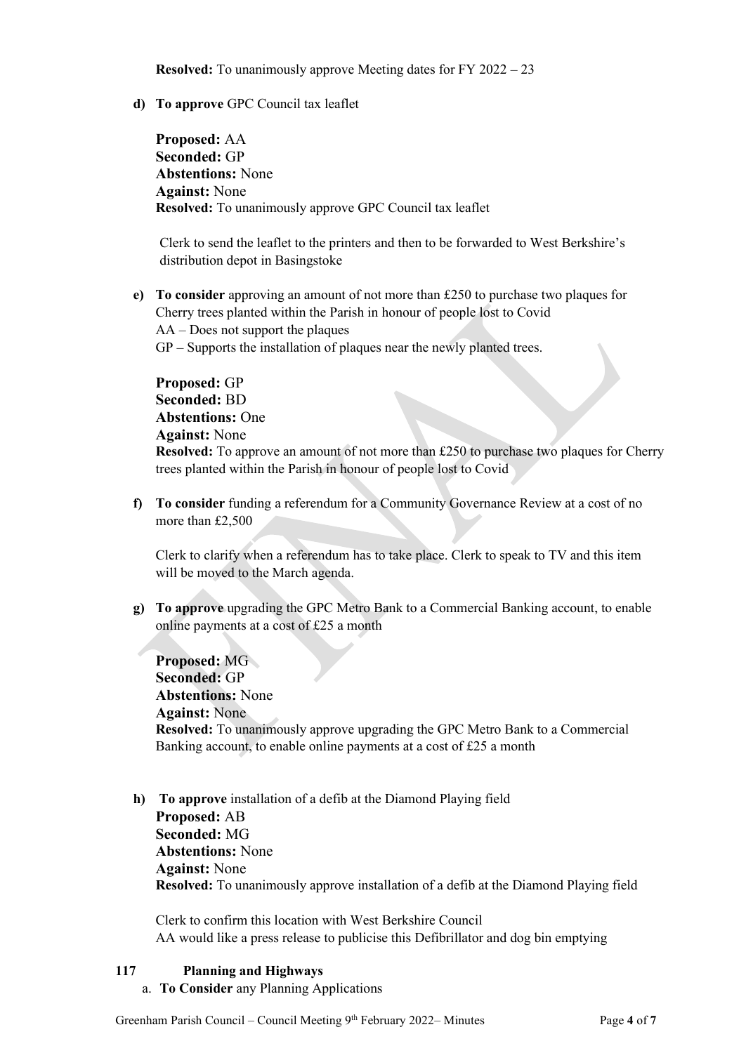**Resolved:** To unanimously approve Meeting dates for FY 2022 – 23

**d) To approve** GPC Council tax leaflet

**Proposed:** AA
**Seconded:** GP
**Abstentions:** None
**Against:** None
**Resolved:** To unanimously approve GPC Council tax leaflet

Clerk to send the leaflet to the printers and then to be forwarded to West Berkshire's distribution depot in Basingstoke

**e) To consider** approving an amount of not more than £250 to purchase two plaques for Cherry trees planted within the Parish in honour of people lost to Covid
AA – Does not support the plaques
GP – Supports the installation of plaques near the newly planted trees.

**Proposed:** GP
**Seconded:** BD
**Abstentions:** One
**Against:** None
**Resolved:** To approve an amount of not more than £250 to purchase two plaques for Cherry trees planted within the Parish in honour of people lost to Covid

**f) To consider** funding a referendum for a Community Governance Review at a cost of no more than £2,500

Clerk to clarify when a referendum has to take place. Clerk to speak to TV and this item will be moved to the March agenda.

**g) To approve** upgrading the GPC Metro Bank to a Commercial Banking account, to enable online payments at a cost of £25 a month

**Proposed:** MG
**Seconded:** GP
**Abstentions:** None
**Against:** None
**Resolved:** To unanimously approve upgrading the GPC Metro Bank to a Commercial Banking account, to enable online payments at a cost of £25 a month

**h) To approve** installation of a defib at the Diamond Playing field
**Proposed:** AB
**Seconded:** MG
**Abstentions:** None
**Against:** None
**Resolved:** To unanimously approve installation of a defib at the Diamond Playing field

Clerk to confirm this location with West Berkshire Council
AA would like a press release to publicise this Defibrillator and dog bin emptying

## 117 Planning and Highways

a. **To Consider** any Planning Applications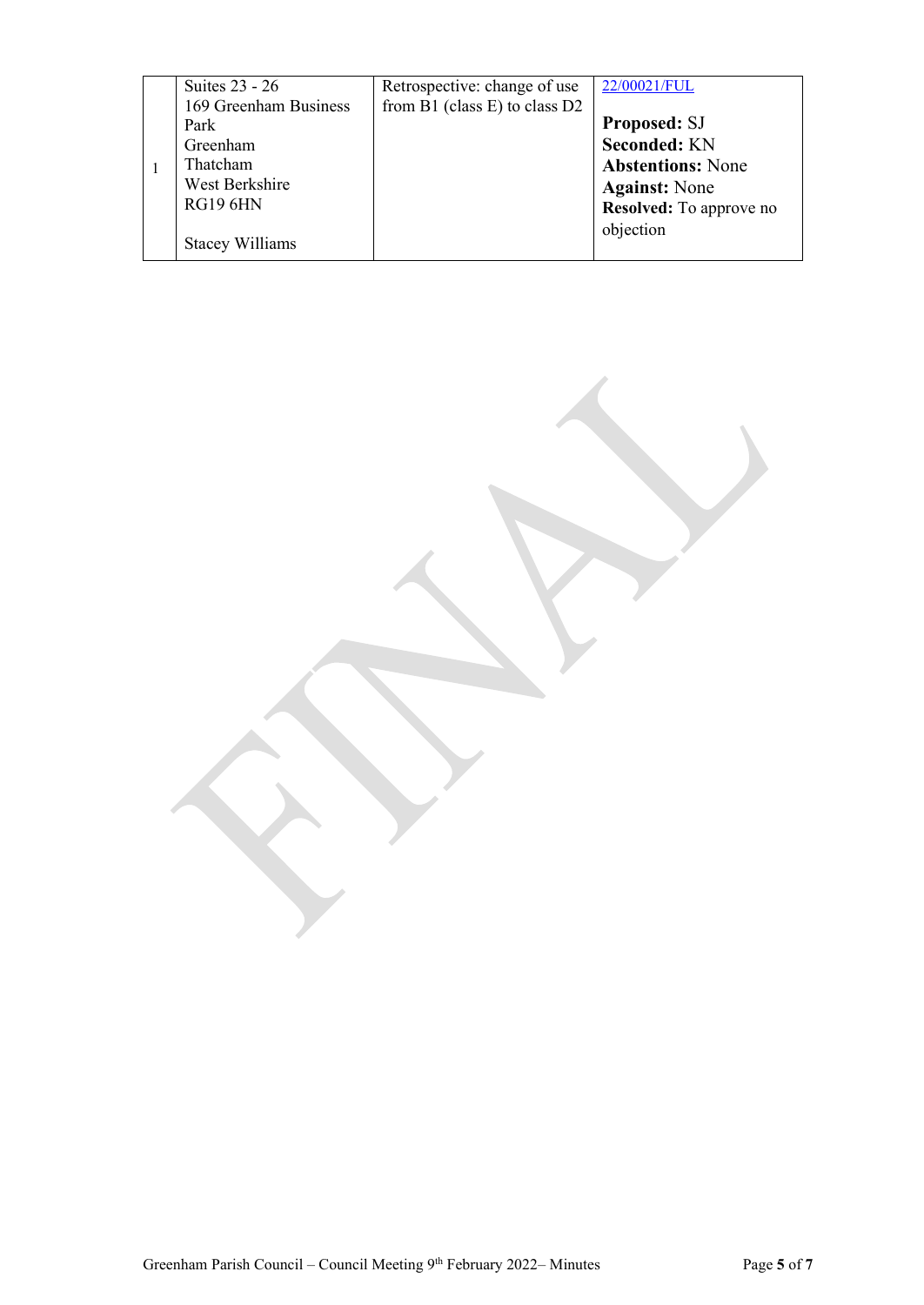| | | | |
|---|---|---|---|
| 1 | Suites 23 - 26<br>169 Greenham Business Park<br>Greenham<br>Thatcham<br>West Berkshire<br>RG19 6HN<br><br>Stacey Williams | Retrospective: change of use from B1 (class E) to class D2 | 22/00021/FUL<br><br>**Proposed:** SJ<br>**Seconded:** KN<br>**Abstentions:** None<br>**Against:** None<br>**Resolved:** To approve no objection |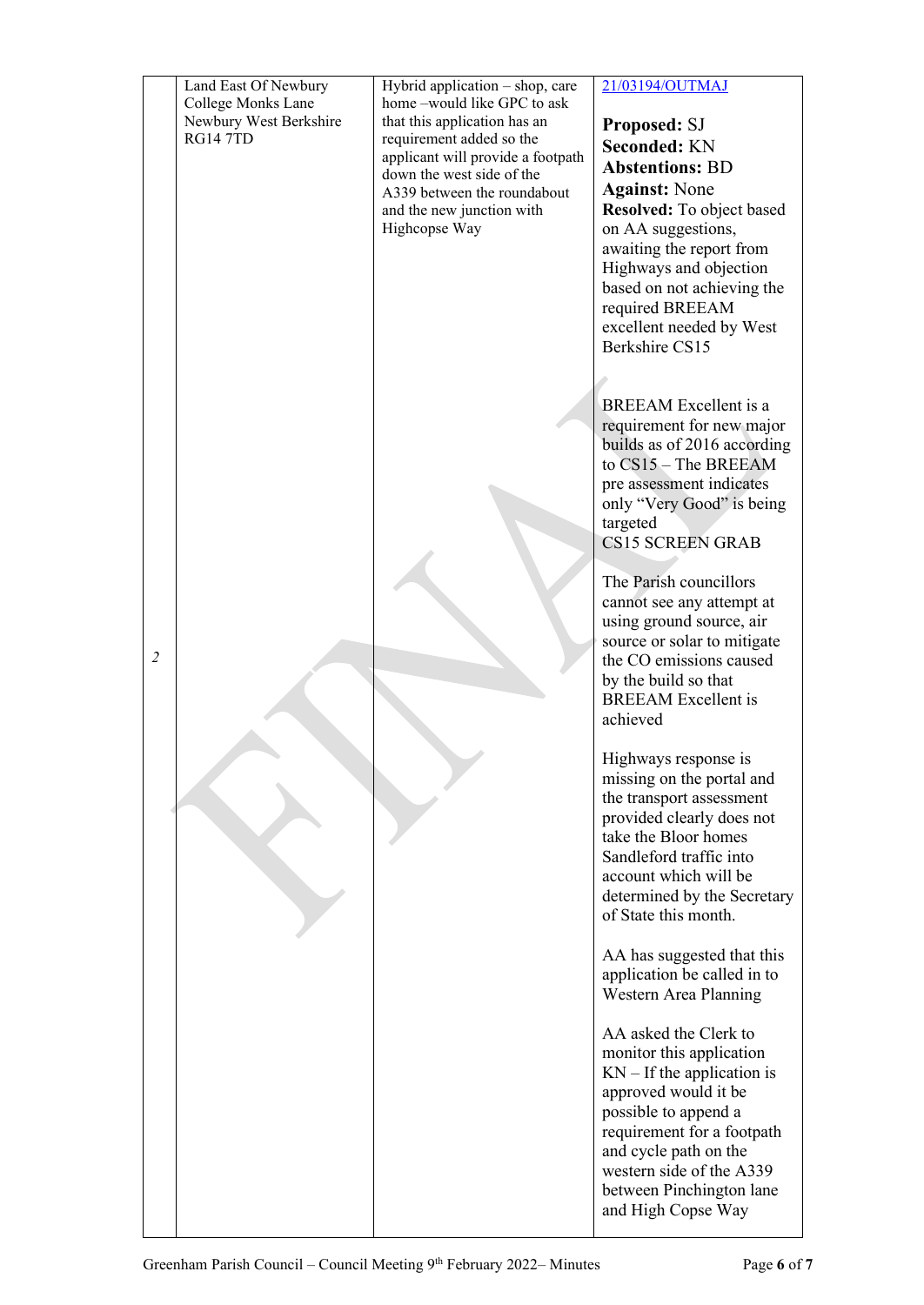| | | | |
|---|---|---|---|
| 2 | Land East Of Newbury College Monks Lane Newbury West Berkshire RG14 7TD | Hybrid application – shop, care home –would like GPC to ask that this application has an requirement added so the applicant will provide a footpath down the west side of the A339 between the roundabout and the new junction with Highcopse Way | 21/03194/OUTMAJ<br><br>**Proposed:** SJ<br>**Seconded:** KN<br>**Abstentions:** BD<br>**Against:** None<br>**Resolved:** To object based on AA suggestions, awaiting the report from Highways and objection based on not achieving the required BREEAM excellent needed by West Berkshire CS15<br><br>BREEAM Excellent is a requirement for new major builds as of 2016 according to CS15 – The BREEAM pre assessment indicates only "Very Good" is being targeted<br>CS15 SCREEN GRAB<br><br>The Parish councillors cannot see any attempt at using ground source, air source or solar to mitigate the CO emissions caused by the build so that BREEAM Excellent is achieved<br><br>Highways response is missing on the portal and the transport assessment provided clearly does not take the Bloor homes Sandleford traffic into account which will be determined by the Secretary of State this month.<br><br>AA has suggested that this application be called in to Western Area Planning<br><br>AA asked the Clerk to monitor this application<br>KN – If the application is approved would it be possible to append a requirement for a footpath and cycle path on the western side of the A339 between Pinchington lane and High Copse Way |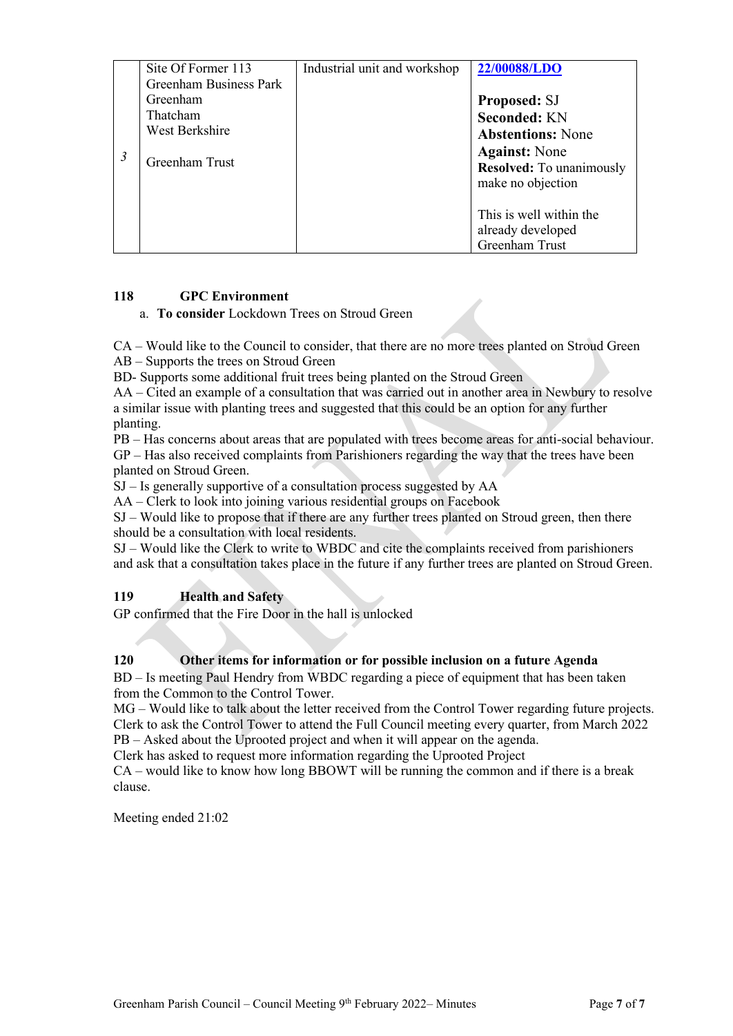| | | | |
|---|---|---|---|
| *3* | Site Of Former 113 Greenham Business Park Greenham Thatcham West Berkshire<br><br>Greenham Trust | Industrial unit and workshop | **22/00088/LDO**<br><br>**Proposed:** SJ<br>**Seconded:** KN<br>**Abstentions:** None<br>**Against:** None<br>**Resolved:** To unanimously make no objection<br><br>This is well within the already developed Greenham Trust |

**118 GPC Environment**

a. **To consider** Lockdown Trees on Stroud Green

CA – Would like to the Council to consider, that there are no more trees planted on Stroud Green
AB – Supports the trees on Stroud Green
BD- Supports some additional fruit trees being planted on the Stroud Green
AA – Cited an example of a consultation that was carried out in another area in Newbury to resolve a similar issue with planting trees and suggested that this could be an option for any further planting.
PB – Has concerns about areas that are populated with trees become areas for anti-social behaviour.
GP – Has also received complaints from Parishioners regarding the way that the trees have been planted on Stroud Green.
SJ – Is generally supportive of a consultation process suggested by AA
AA – Clerk to look into joining various residential groups on Facebook
SJ – Would like to propose that if there are any further trees planted on Stroud green, then there should be a consultation with local residents.
SJ – Would like the Clerk to write to WBDC and cite the complaints received from parishioners and ask that a consultation takes place in the future if any further trees are planted on Stroud Green.

**119 Health and Safety**

GP confirmed that the Fire Door in the hall is unlocked

**120 Other items for information or for possible inclusion on a future Agenda**

BD – Is meeting Paul Hendry from WBDC regarding a piece of equipment that has been taken from the Common to the Control Tower.
MG – Would like to talk about the letter received from the Control Tower regarding future projects. Clerk to ask the Control Tower to attend the Full Council meeting every quarter, from March 2022
PB – Asked about the Uprooted project and when it will appear on the agenda.
Clerk has asked to request more information regarding the Uprooted Project
CA – would like to know how long BBOWT will be running the common and if there is a break clause.

Meeting ended 21:02